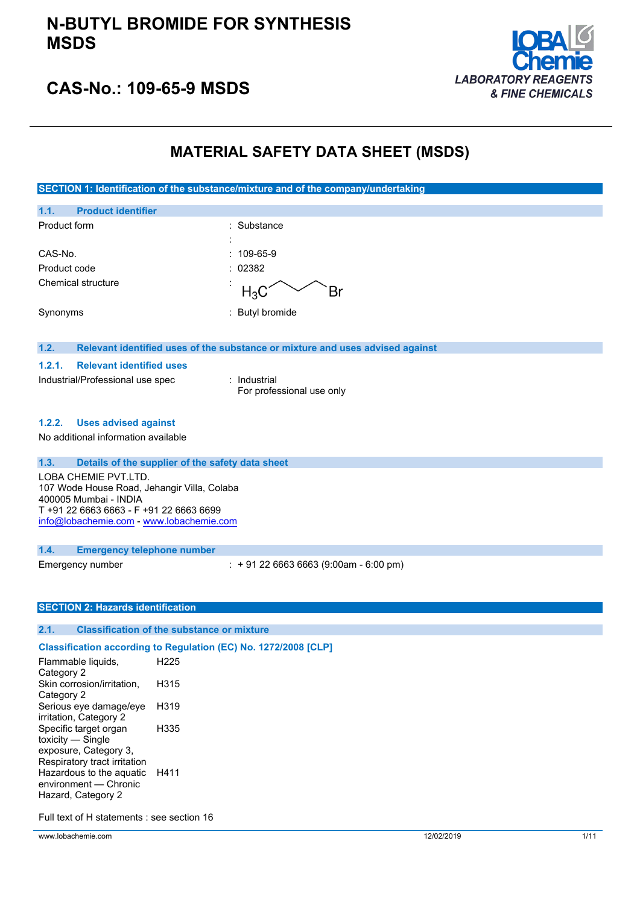# N-BUTYL BROMIDE FOR SYNTHESIS MSDS

## CAS-No.: 109-65-9 MSDS

LOBA Chemie
LABORATORY REAGENTS & FINE CHEMICALS

# MATERIAL SAFETY DATA SHEET (MSDS)

## SECTION 1: Identification of the substance/mixture and of the company/undertaking

### 1.1. Product identifier

| | |
|---|---|
| Product form | : Substance |
| | : |
| CAS-No. | : 109-65-9 |
| Product code | : 02382 |
| Chemical structure | : $H_3C$–$CH_2$–$CH_2$–$CH_2$–Br |
| Synonyms | : Butyl bromide |

### 1.2. Relevant identified uses of the substance or mixture and uses advised against

#### 1.2.1. Relevant identified uses

| | |
|---|---|
| Industrial/Professional use spec | : Industrial<br>For professional use only |

#### 1.2.2. Uses advised against

No additional information available

### 1.3. Details of the supplier of the safety data sheet

LOBA CHEMIE PVT.LTD.
107 Wode House Road, Jehangir Villa, Colaba
400005 Mumbai - INDIA
T +91 22 6663 6663 - F +91 22 6663 6699
info@lobachemie.com - www.lobachemie.com

### 1.4. Emergency telephone number

| | |
|---|---|
| Emergency number | : + 91 22 6663 6663 (9:00am - 6:00 pm) |

## SECTION 2: Hazards identification

### 2.1. Classification of the substance or mixture

**Classification according to Regulation (EC) No. 1272/2008 [CLP]**

| | |
|---|---|
| Flammable liquids, Category 2 | H225 |
| Skin corrosion/irritation, Category 2 | H315 |
| Serious eye damage/eye irritation, Category 2 | H319 |
| Specific target organ toxicity — Single exposure, Category 3, Respiratory tract irritation | H335 |
| Hazardous to the aquatic environment — Chronic Hazard, Category 2 | H411 |

Full text of H statements : see section 16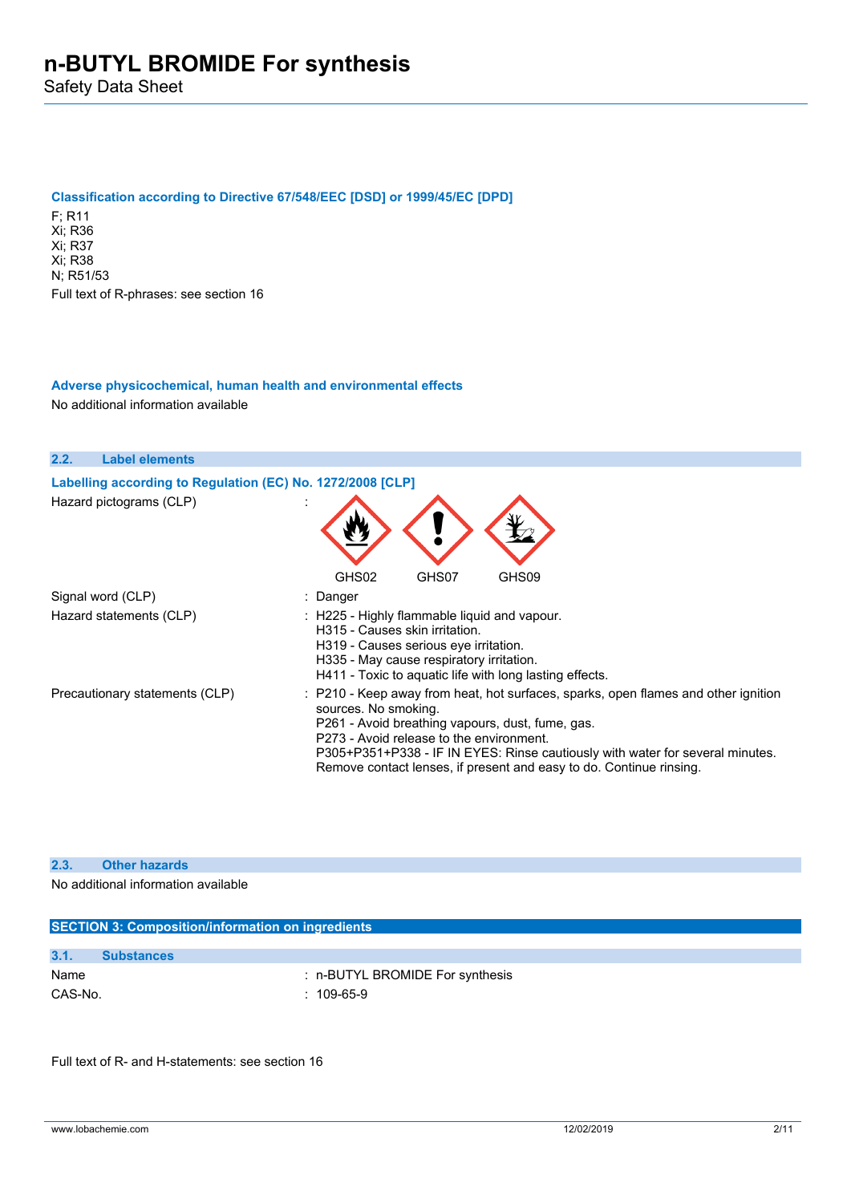#### Classification according to Directive 67/548/EEC [DSD] or 1999/45/EC [DPD]

F; R11
Xi; R36
Xi; R37
Xi; R38
N; R51/53
Full text of R-phrases: see section 16

#### Adverse physicochemical, human health and environmental effects

No additional information available

### 2.2. Label elements

#### Labelling according to Regulation (EC) No. 1272/2008 [CLP]

Hazard pictograms (CLP) : GHS02 GHS07 GHS09

Signal word (CLP) : Danger

Hazard statements (CLP) :
H225 - Highly flammable liquid and vapour.
H315 - Causes skin irritation.
H319 - Causes serious eye irritation.
H335 - May cause respiratory irritation.
H411 - Toxic to aquatic life with long lasting effects.

Precautionary statements (CLP) :
P210 - Keep away from heat, hot surfaces, sparks, open flames and other ignition sources. No smoking.
P261 - Avoid breathing vapours, dust, fume, gas.
P273 - Avoid release to the environment.
P305+P351+P338 - IF IN EYES: Rinse cautiously with water for several minutes. Remove contact lenses, if present and easy to do. Continue rinsing.

### 2.3. Other hazards

No additional information available

## SECTION 3: Composition/information on ingredients

### 3.1. Substances

Name : n-BUTYL BROMIDE For synthesis
CAS-No. : 109-65-9

Full text of R- and H-statements: see section 16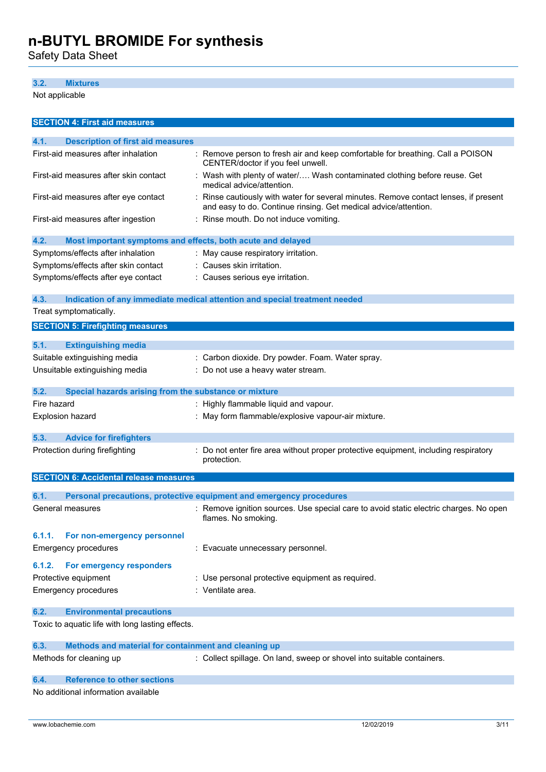### 3.2. Mixtures

Not applicable

## SECTION 4: First aid measures

### 4.1. Description of first aid measures

| | |
|---|---|
| First-aid measures after inhalation | : Remove person to fresh air and keep comfortable for breathing. Call a POISON CENTER/doctor if you feel unwell. |
| First-aid measures after skin contact | : Wash with plenty of water/…. Wash contaminated clothing before reuse. Get medical advice/attention. |
| First-aid measures after eye contact | : Rinse cautiously with water for several minutes. Remove contact lenses, if present and easy to do. Continue rinsing. Get medical advice/attention. |
| First-aid measures after ingestion | : Rinse mouth. Do not induce vomiting. |

### 4.2. Most important symptoms and effects, both acute and delayed

| | |
|---|---|
| Symptoms/effects after inhalation | : May cause respiratory irritation. |
| Symptoms/effects after skin contact | : Causes skin irritation. |
| Symptoms/effects after eye contact | : Causes serious eye irritation. |

### 4.3. Indication of any immediate medical attention and special treatment needed

Treat symptomatically.

## SECTION 5: Firefighting measures

### 5.1. Extinguishing media

| | |
|---|---|
| Suitable extinguishing media | : Carbon dioxide. Dry powder. Foam. Water spray. |
| Unsuitable extinguishing media | : Do not use a heavy water stream. |

### 5.2. Special hazards arising from the substance or mixture

| | |
|---|---|
| Fire hazard | : Highly flammable liquid and vapour. |
| Explosion hazard | : May form flammable/explosive vapour-air mixture. |

### 5.3. Advice for firefighters

| | |
|---|---|
| Protection during firefighting | : Do not enter fire area without proper protective equipment, including respiratory protection. |

## SECTION 6: Accidental release measures

### 6.1. Personal precautions, protective equipment and emergency procedures

| | |
|---|---|
| General measures | : Remove ignition sources. Use special care to avoid static electric charges. No open flames. No smoking. |

#### 6.1.1. For non-emergency personnel

| | |
|---|---|
| Emergency procedures | : Evacuate unnecessary personnel. |

#### 6.1.2. For emergency responders

| | |
|---|---|
| Protective equipment | : Use personal protective equipment as required. |
| Emergency procedures | : Ventilate area. |

### 6.2. Environmental precautions

Toxic to aquatic life with long lasting effects.

### 6.3. Methods and material for containment and cleaning up

| | |
|---|---|
| Methods for cleaning up | : Collect spillage. On land, sweep or shovel into suitable containers. |

### 6.4. Reference to other sections

No additional information available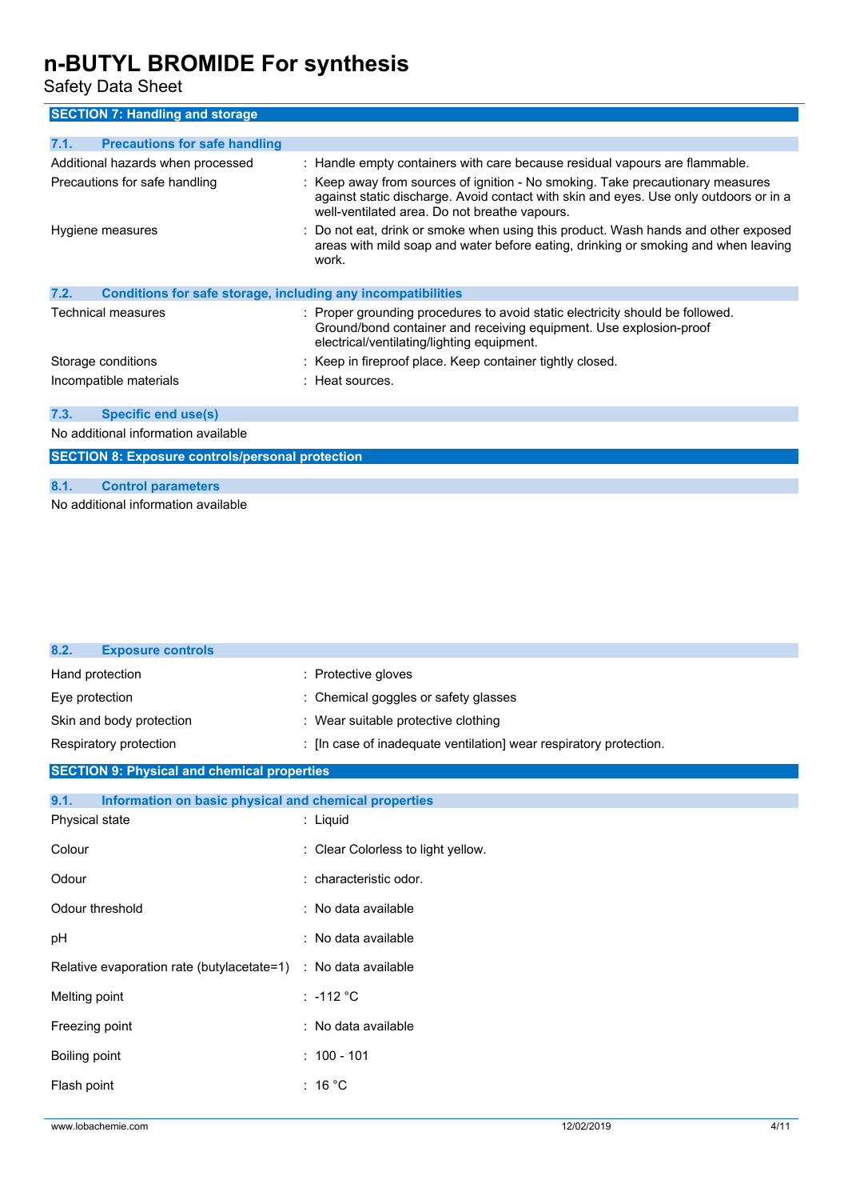## SECTION 7: Handling and storage

### 7.1. Precautions for safe handling

| | |
|---|---|
| Additional hazards when processed | : Handle empty containers with care because residual vapours are flammable. |
| Precautions for safe handling | : Keep away from sources of ignition - No smoking. Take precautionary measures against static discharge. Avoid contact with skin and eyes. Use only outdoors or in a well-ventilated area. Do not breathe vapours. |
| Hygiene measures | : Do not eat, drink or smoke when using this product. Wash hands and other exposed areas with mild soap and water before eating, drinking or smoking and when leaving work. |

### 7.2. Conditions for safe storage, including any incompatibilities

| | |
|---|---|
| Technical measures | : Proper grounding procedures to avoid static electricity should be followed. Ground/bond container and receiving equipment. Use explosion-proof electrical/ventilating/lighting equipment. |
| Storage conditions | : Keep in fireproof place. Keep container tightly closed. |
| Incompatible materials | : Heat sources. |

### 7.3. Specific end use(s)

No additional information available

## SECTION 8: Exposure controls/personal protection

### 8.1. Control parameters

No additional information available

### 8.2. Exposure controls

| | |
|---|---|
| Hand protection | : Protective gloves |
| Eye protection | : Chemical goggles or safety glasses |
| Skin and body protection | : Wear suitable protective clothing |
| Respiratory protection | : [In case of inadequate ventilation] wear respiratory protection. |

## SECTION 9: Physical and chemical properties

### 9.1. Information on basic physical and chemical properties

| | |
|---|---|
| Physical state | : Liquid |
| Colour | : Clear Colorless to light yellow. |
| Odour | : characteristic odor. |
| Odour threshold | : No data available |
| pH | : No data available |
| Relative evaporation rate (butylacetate=1) | : No data available |
| Melting point | : -112 °C |
| Freezing point | : No data available |
| Boiling point | : 100 - 101 |
| Flash point | : 16 °C |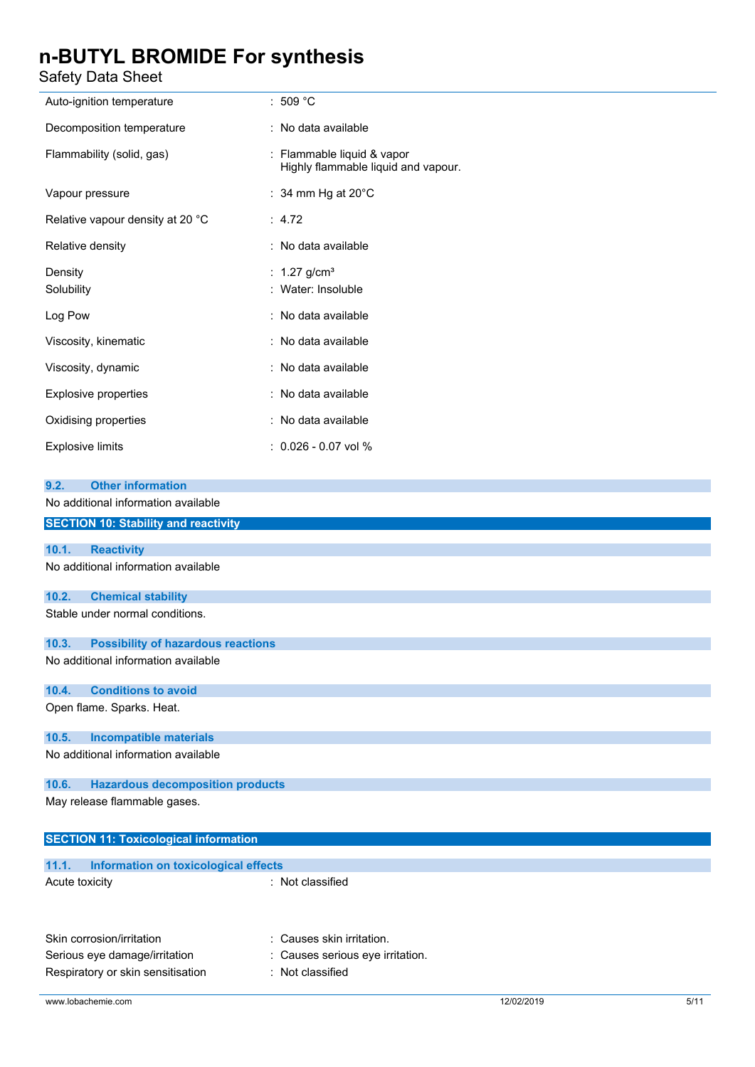| | |
|---|---|
| Auto-ignition temperature | : 509 °C |
| Decomposition temperature | : No data available |
| Flammability (solid, gas) | : Flammable liquid & vapor<br>Highly flammable liquid and vapour. |
| Vapour pressure | : 34 mm Hg at 20°C |
| Relative vapour density at 20 °C | : 4.72 |
| Relative density | : No data available |
| Density | : 1.27 g/cm³ |
| Solubility | : Water: Insoluble |
| Log Pow | : No data available |
| Viscosity, kinematic | : No data available |
| Viscosity, dynamic | : No data available |
| Explosive properties | : No data available |
| Oxidising properties | : No data available |
| Explosive limits | : 0.026 - 0.07 vol % |

### 9.2. Other information

No additional information available

## SECTION 10: Stability and reactivity

### 10.1. Reactivity

No additional information available

### 10.2. Chemical stability

Stable under normal conditions.

### 10.3. Possibility of hazardous reactions

No additional information available

### 10.4. Conditions to avoid

Open flame. Sparks. Heat.

### 10.5. Incompatible materials

No additional information available

### 10.6. Hazardous decomposition products

May release flammable gases.

## SECTION 11: Toxicological information

### 11.1. Information on toxicological effects

| | |
|---|---|
| Acute toxicity | : Not classified |
| Skin corrosion/irritation | : Causes skin irritation. |
| Serious eye damage/irritation | : Causes serious eye irritation. |
| Respiratory or skin sensitisation | : Not classified |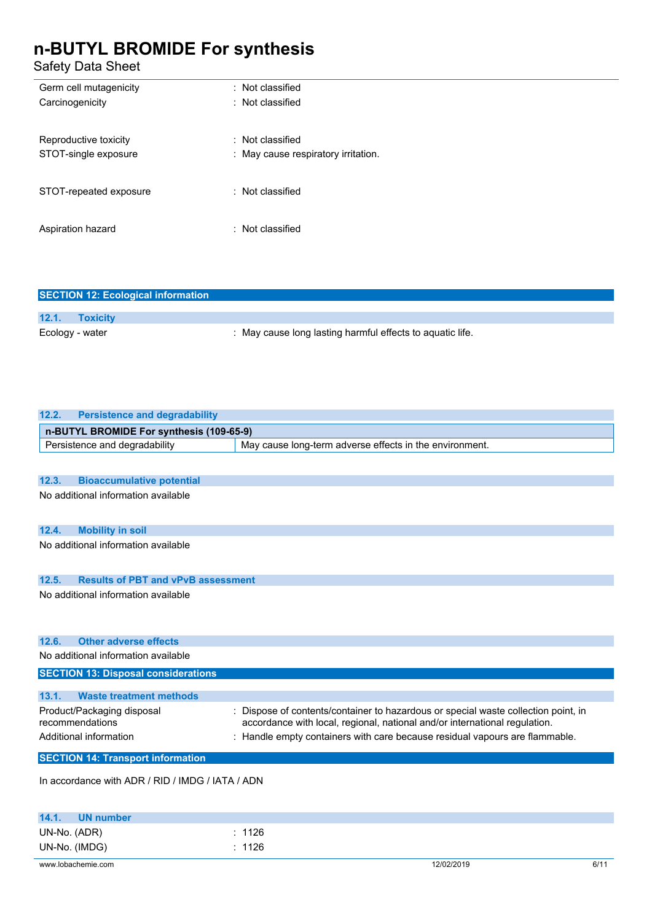Germ cell mutagenicity : Not classified

Carcinogenicity : Not classified

Reproductive toxicity : Not classified

STOT-single exposure : May cause respiratory irritation.

STOT-repeated exposure : Not classified

Aspiration hazard : Not classified

## SECTION 12: Ecological information

### 12.1. Toxicity

Ecology - water : May cause long lasting harmful effects to aquatic life.

### 12.2. Persistence and degradability

| n-BUTYL BROMIDE For synthesis (109-65-9) | |
|---|---|
| Persistence and degradability | May cause long-term adverse effects in the environment. |

### 12.3. Bioaccumulative potential

No additional information available

### 12.4. Mobility in soil

No additional information available

### 12.5. Results of PBT and vPvB assessment

No additional information available

### 12.6. Other adverse effects

No additional information available

## SECTION 13: Disposal considerations

### 13.1. Waste treatment methods

Product/Packaging disposal recommendations : Dispose of contents/container to hazardous or special waste collection point, in accordance with local, regional, national and/or international regulation.

Additional information : Handle empty containers with care because residual vapours are flammable.

## SECTION 14: Transport information

In accordance with ADR / RID / IMDG / IATA / ADN

### 14.1. UN number

UN-No. (ADR) : 1126

UN-No. (IMDG) : 1126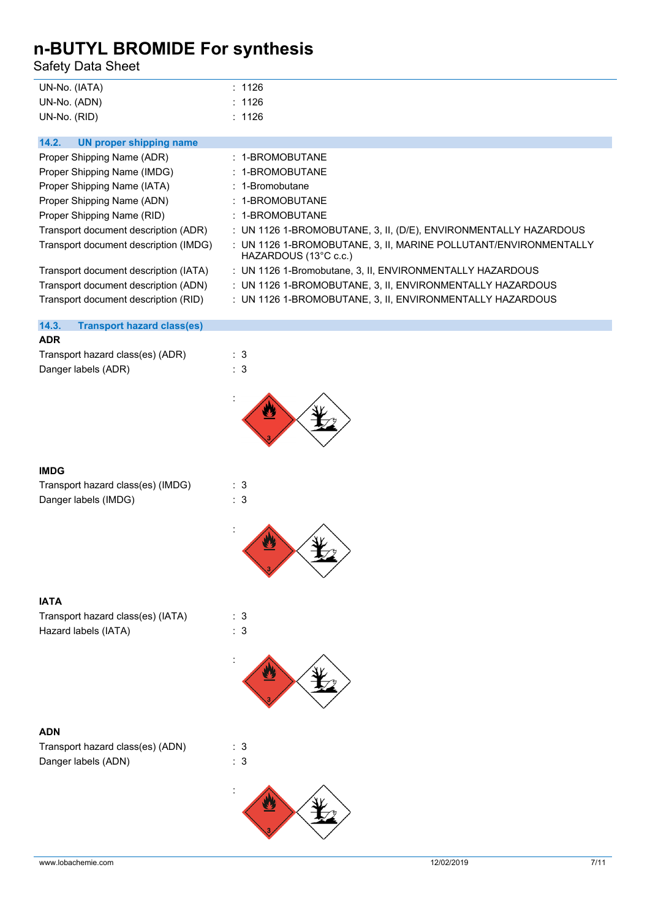| | |
|---|---|
| UN-No. (IATA) | : 1126 |
| UN-No. (ADN) | : 1126 |
| UN-No. (RID) | : 1126 |

### 14.2. UN proper shipping name

| | |
|---|---|
| Proper Shipping Name (ADR) | : 1-BROMOBUTANE |
| Proper Shipping Name (IMDG) | : 1-BROMOBUTANE |
| Proper Shipping Name (IATA) | : 1-Bromobutane |
| Proper Shipping Name (ADN) | : 1-BROMOBUTANE |
| Proper Shipping Name (RID) | : 1-BROMOBUTANE |
| Transport document description (ADR) | : UN 1126 1-BROMOBUTANE, 3, II, (D/E), ENVIRONMENTALLY HAZARDOUS |
| Transport document description (IMDG) | : UN 1126 1-BROMOBUTANE, 3, II, MARINE POLLUTANT/ENVIRONMENTALLY HAZARDOUS (13°C c.c.) |
| Transport document description (IATA) | : UN 1126 1-Bromobutane, 3, II, ENVIRONMENTALLY HAZARDOUS |
| Transport document description (ADN) | : UN 1126 1-BROMOBUTANE, 3, II, ENVIRONMENTALLY HAZARDOUS |
| Transport document description (RID) | : UN 1126 1-BROMOBUTANE, 3, II, ENVIRONMENTALLY HAZARDOUS |

### 14.3. Transport hazard class(es)

**ADR**

| | |
|---|---|
| Transport hazard class(es) (ADR) | : 3 |
| Danger labels (ADR) | : 3 |

:

**IMDG**

| | |
|---|---|
| Transport hazard class(es) (IMDG) | : 3 |
| Danger labels (IMDG) | : 3 |

:

**IATA**

| | |
|---|---|
| Transport hazard class(es) (IATA) | : 3 |
| Hazard labels (IATA) | : 3 |

:

**ADN**

| | |
|---|---|
| Transport hazard class(es) (ADN) | : 3 |
| Danger labels (ADN) | : 3 |

: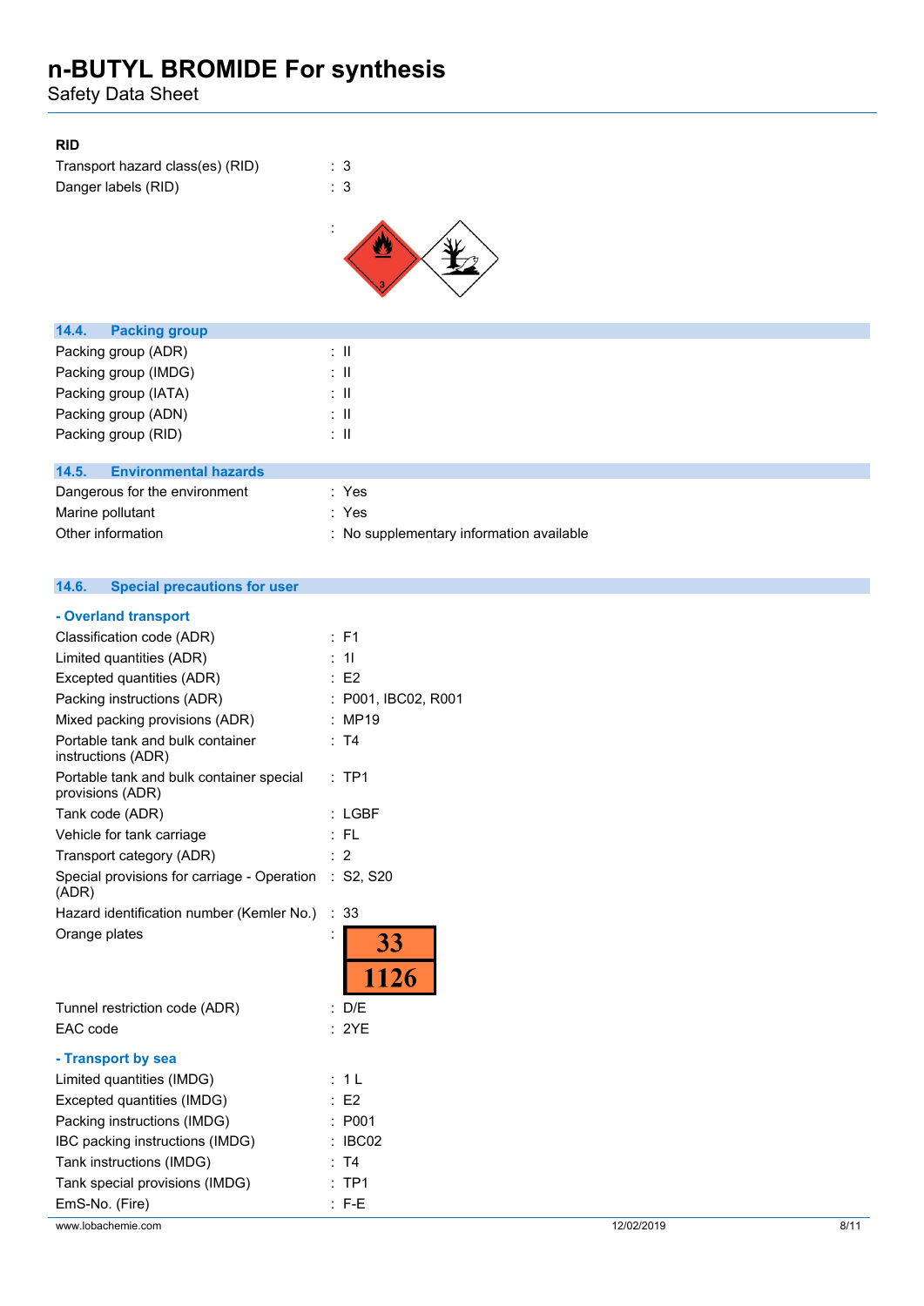**RID**

| | |
|---|---|
| Transport hazard class(es) (RID) | : 3 |
| Danger labels (RID) | : 3 |
| | : |

## 14.4. Packing group

| | |
|---|---|
| Packing group (ADR) | : II |
| Packing group (IMDG) | : II |
| Packing group (IATA) | : II |
| Packing group (ADN) | : II |
| Packing group (RID) | : II |

## 14.5. Environmental hazards

| | |
|---|---|
| Dangerous for the environment | : Yes |
| Marine pollutant | : Yes |
| Other information | : No supplementary information available |

## 14.6. Special precautions for user

**- Overland transport**

| | |
|---|---|
| Classification code (ADR) | : F1 |
| Limited quantities (ADR) | : 1l |
| Excepted quantities (ADR) | : E2 |
| Packing instructions (ADR) | : P001, IBC02, R001 |
| Mixed packing provisions (ADR) | : MP19 |
| Portable tank and bulk container instructions (ADR) | : T4 |
| Portable tank and bulk container special provisions (ADR) | : TP1 |
| Tank code (ADR) | : LGBF |
| Vehicle for tank carriage | : FL |
| Transport category (ADR) | : 2 |
| Special provisions for carriage - Operation (ADR) | : S2, S20 |
| Hazard identification number (Kemler No.) | : 33 |
| Orange plates | : 33 / 1126 |
| Tunnel restriction code (ADR) | : D/E |
| EAC code | : 2YE |

**- Transport by sea**

| | |
|---|---|
| Limited quantities (IMDG) | : 1 L |
| Excepted quantities (IMDG) | : E2 |
| Packing instructions (IMDG) | : P001 |
| IBC packing instructions (IMDG) | : IBC02 |
| Tank instructions (IMDG) | : T4 |
| Tank special provisions (IMDG) | : TP1 |
| EmS-No. (Fire) | : F-E |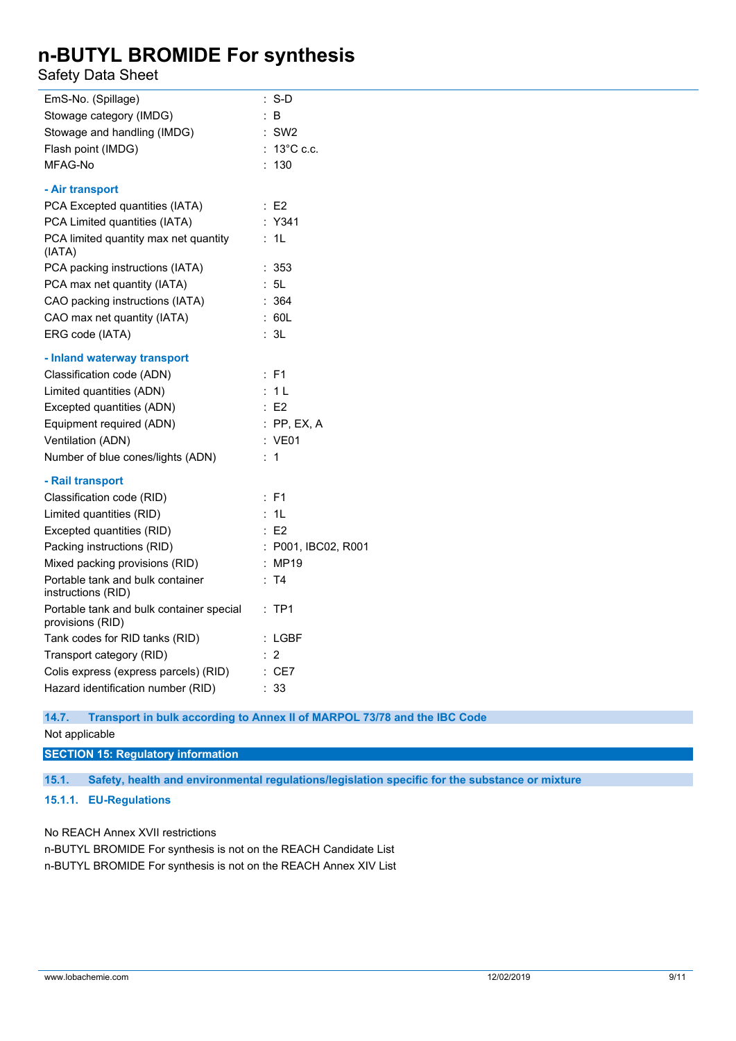EmS-No. (Spillage) : S-D
Stowage category (IMDG) : B
Stowage and handling (IMDG) : SW2
Flash point (IMDG) : 13°C c.c.
MFAG-No : 130

**- Air transport**

PCA Excepted quantities (IATA) : E2
PCA Limited quantities (IATA) : Y341
PCA limited quantity max net quantity (IATA) : 1L
PCA packing instructions (IATA) : 353
PCA max net quantity (IATA) : 5L
CAO packing instructions (IATA) : 364
CAO max net quantity (IATA) : 60L
ERG code (IATA) : 3L

**- Inland waterway transport**

Classification code (ADN) : F1
Limited quantities (ADN) : 1 L
Excepted quantities (ADN) : E2
Equipment required (ADN) : PP, EX, A
Ventilation (ADN) : VE01
Number of blue cones/lights (ADN) : 1

**- Rail transport**

Classification code (RID) : F1
Limited quantities (RID) : 1L
Excepted quantities (RID) : E2
Packing instructions (RID) : P001, IBC02, R001
Mixed packing provisions (RID) : MP19
Portable tank and bulk container instructions (RID) : T4
Portable tank and bulk container special provisions (RID) : TP1
Tank codes for RID tanks (RID) : LGBF
Transport category (RID) : 2
Colis express (express parcels) (RID) : CE7
Hazard identification number (RID) : 33

### 14.7. Transport in bulk according to Annex II of MARPOL 73/78 and the IBC Code

Not applicable

## SECTION 15: Regulatory information

### 15.1. Safety, health and environmental regulations/legislation specific for the substance or mixture

#### 15.1.1. EU-Regulations

No REACH Annex XVII restrictions
n-BUTYL BROMIDE For synthesis is not on the REACH Candidate List
n-BUTYL BROMIDE For synthesis is not on the REACH Annex XIV List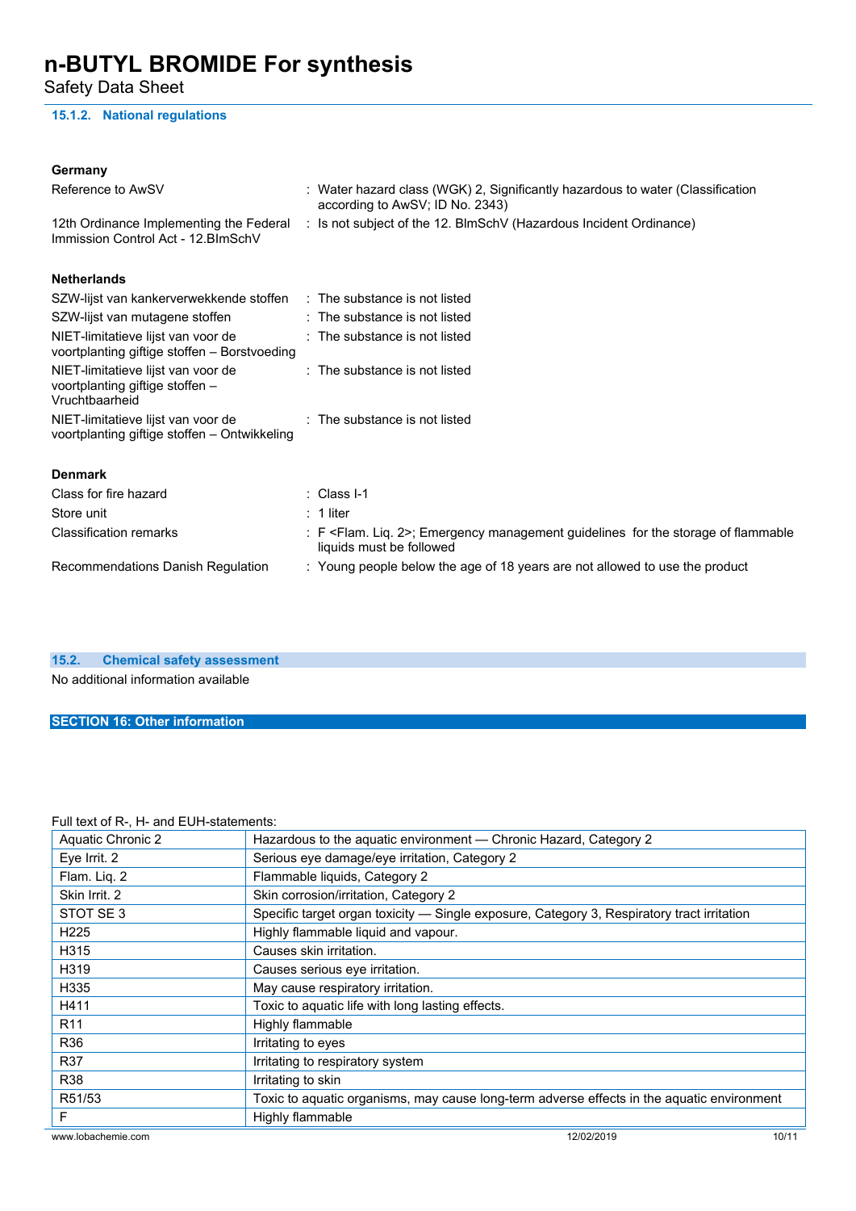#### 15.1.2. National regulations

**Germany**

Reference to AwSV : Water hazard class (WGK) 2, Significantly hazardous to water (Classification according to AwSV; ID No. 2343)

12th Ordinance Implementing the Federal Immission Control Act - 12.BImSchV : Is not subject of the 12. BlmSchV (Hazardous Incident Ordinance)

**Netherlands**

SZW-lijst van kankerverwekkende stoffen : The substance is not listed

SZW-lijst van mutagene stoffen : The substance is not listed

NIET-limitatieve lijst van voor de voortplanting giftige stoffen – Borstvoeding : The substance is not listed

NIET-limitatieve lijst van voor de voortplanting giftige stoffen – Vruchtbaarheid : The substance is not listed

NIET-limitatieve lijst van voor de voortplanting giftige stoffen – Ontwikkeling : The substance is not listed

**Denmark**

Class for fire hazard : Class I-1

Store unit : 1 liter

Classification remarks : F <Flam. Liq. 2>; Emergency management guidelines for the storage of flammable liquids must be followed

Recommendations Danish Regulation : Young people below the age of 18 years are not allowed to use the product

### 15.2. Chemical safety assessment

No additional information available

## SECTION 16: Other information

Full text of R-, H- and EUH-statements:

| | |
|---|---|
| Aquatic Chronic 2 | Hazardous to the aquatic environment — Chronic Hazard, Category 2 |
| Eye Irrit. 2 | Serious eye damage/eye irritation, Category 2 |
| Flam. Liq. 2 | Flammable liquids, Category 2 |
| Skin Irrit. 2 | Skin corrosion/irritation, Category 2 |
| STOT SE 3 | Specific target organ toxicity — Single exposure, Category 3, Respiratory tract irritation |
| H225 | Highly flammable liquid and vapour. |
| H315 | Causes skin irritation. |
| H319 | Causes serious eye irritation. |
| H335 | May cause respiratory irritation. |
| H411 | Toxic to aquatic life with long lasting effects. |
| R11 | Highly flammable |
| R36 | Irritating to eyes |
| R37 | Irritating to respiratory system |
| R38 | Irritating to skin |
| R51/53 | Toxic to aquatic organisms, may cause long-term adverse effects in the aquatic environment |
| F | Highly flammable |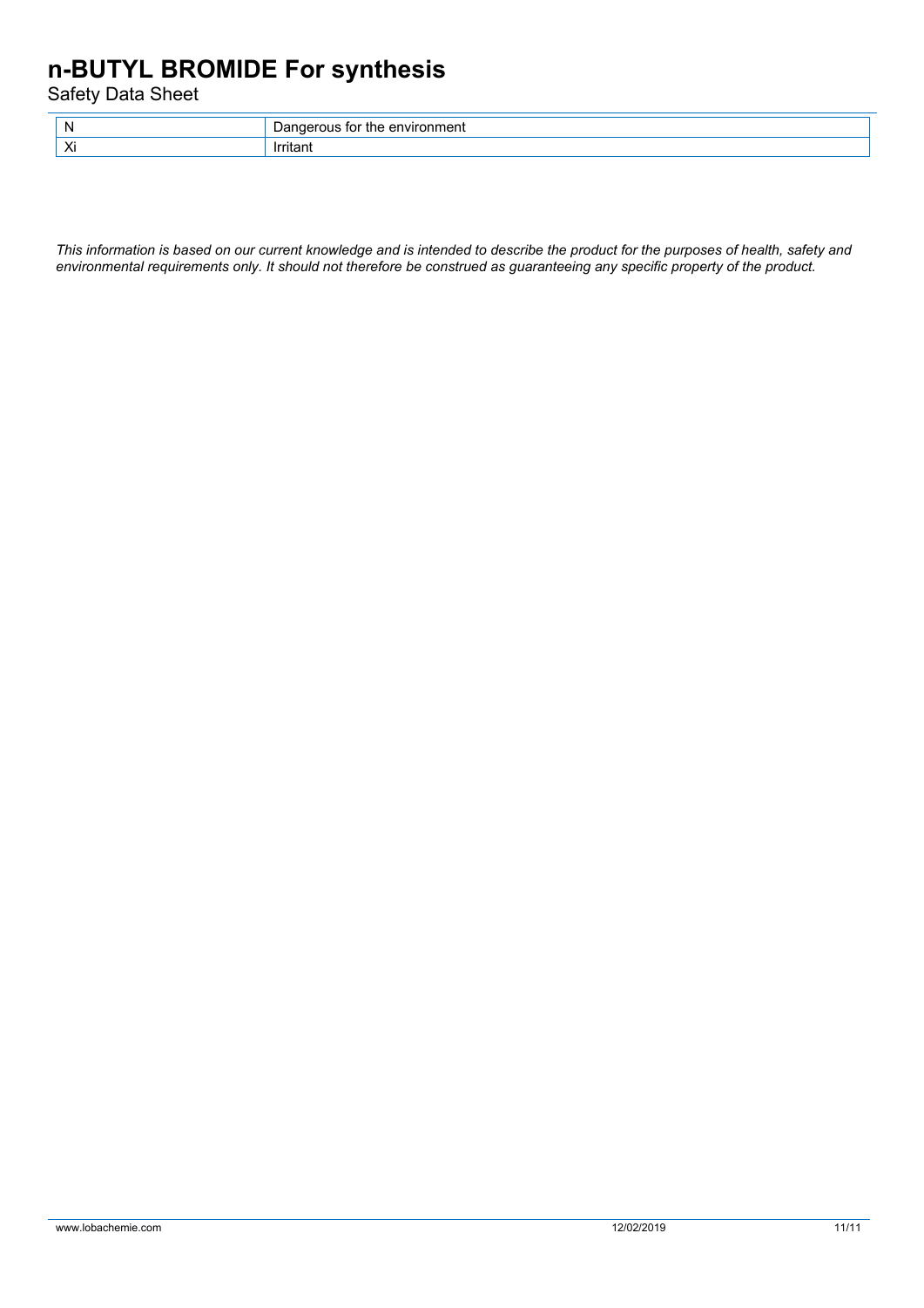| | |
|---|---|
| N | Dangerous for the environment |
| Xi | Irritant |

*This information is based on our current knowledge and is intended to describe the product for the purposes of health, safety and environmental requirements only. It should not therefore be construed as guaranteeing any specific property of the product.*